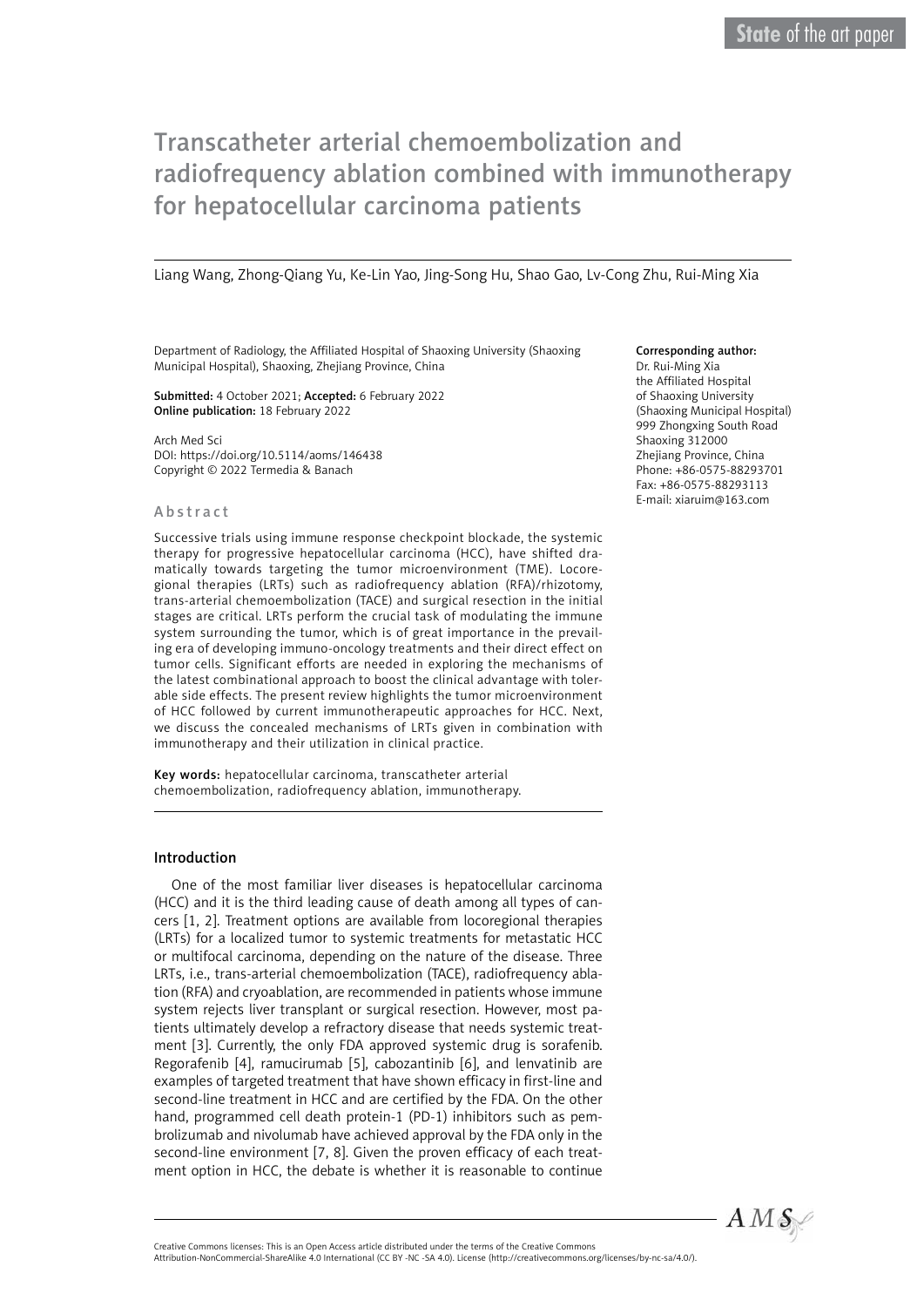State of the art paper

# Transcatheter arterial chemoembolization and radiofrequency ablation combined with immunotherapy for hepatocellular carcinoma patients

Liang Wang, Zhong-Qiang Yu, Ke-Lin Yao, Jing-Song Hu, Shao Gao, Lv-Cong Zhu, Rui-Ming Xia

Department of Radiology, the Affiliated Hospital of Shaoxing University (Shaoxing Municipal Hospital), Shaoxing, Zhejiang Province, China

**Submitted:** 4 October 2021; **Accepted:** 6 February 2022
**Online publication:** 18 February 2022

Arch Med Sci
DOI: https://doi.org/10.5114/aoms/146438
Copyright © 2022 Termedia & Banach

**Corresponding author:**
Dr. Rui-Ming Xia
the Affiliated Hospital
of Shaoxing University
(Shaoxing Municipal Hospital)
999 Zhongxing South Road
Shaoxing 312000
Zhejiang Province, China
Phone: +86-0575-88293701
Fax: +86-0575-88293113
E-mail: xiaruim@163.com

## Abstract

Successive trials using immune response checkpoint blockade, the systemic therapy for progressive hepatocellular carcinoma (HCC), have shifted dramatically towards targeting the tumor microenvironment (TME). Locoregional therapies (LRTs) such as radiofrequency ablation (RFA)/rhizotomy, trans-arterial chemoembolization (TACE) and surgical resection in the initial stages are critical. LRTs perform the crucial task of modulating the immune system surrounding the tumor, which is of great importance in the prevailing era of developing immuno-oncology treatments and their direct effect on tumor cells. Significant efforts are needed in exploring the mechanisms of the latest combinational approach to boost the clinical advantage with tolerable side effects. The present review highlights the tumor microenvironment of HCC followed by current immunotherapeutic approaches for HCC. Next, we discuss the concealed mechanisms of LRTs given in combination with immunotherapy and their utilization in clinical practice.

**Key words:** hepatocellular carcinoma, transcatheter arterial chemoembolization, radiofrequency ablation, immunotherapy.

## Introduction

One of the most familiar liver diseases is hepatocellular carcinoma (HCC) and it is the third leading cause of death among all types of cancers [1, 2]. Treatment options are available from locoregional therapies (LRTs) for a localized tumor to systemic treatments for metastatic HCC or multifocal carcinoma, depending on the nature of the disease. Three LRTs, i.e., trans-arterial chemoembolization (TACE), radiofrequency ablation (RFA) and cryoablation, are recommended in patients whose immune system rejects liver transplant or surgical resection. However, most patients ultimately develop a refractory disease that needs systemic treatment [3]. Currently, the only FDA approved systemic drug is sorafenib. Regorafenib [4], ramucirumab [5], cabozantinib [6], and lenvatinib are examples of targeted treatment that have shown efficacy in first-line and second-line treatment in HCC and are certified by the FDA. On the other hand, programmed cell death protein-1 (PD-1) inhibitors such as pembrolizumab and nivolumab have achieved approval by the FDA only in the second-line environment [7, 8]. Given the proven efficacy of each treatment option in HCC, the debate is whether it is reasonable to continue

Creative Commons licenses: This is an Open Access article distributed under the terms of the Creative Commons Attribution-NonCommercial-ShareAlike 4.0 International (CC BY -NC -SA 4.0). License (http://creativecommons.org/licenses/by-nc-sa/4.0/).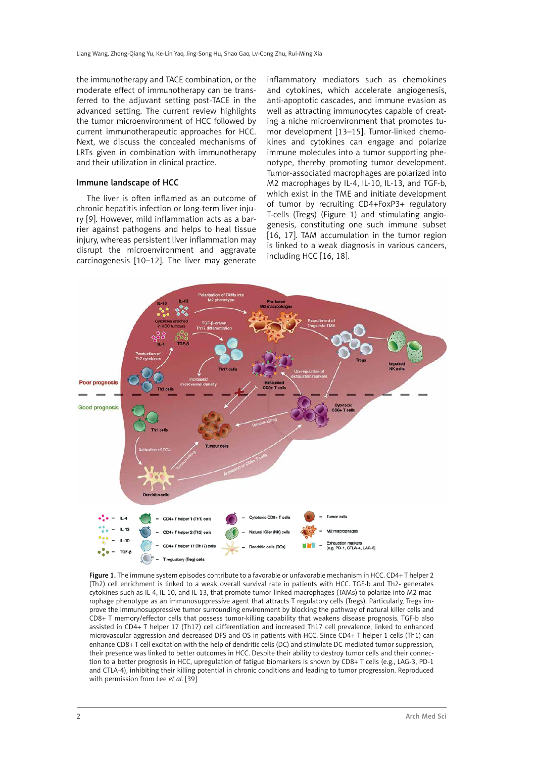the immunotherapy and TACE combination, or the moderate effect of immunotherapy can be transferred to the adjuvant setting post-TACE in the advanced setting. The current review highlights the tumor microenvironment of HCC followed by current immunotherapeutic approaches for HCC. Next, we discuss the concealed mechanisms of LRTs given in combination with immunotherapy and their utilization in clinical practice.

## Immune landscape of HCC

The liver is often inflamed as an outcome of chronic hepatitis infection or long-term liver injury [9]. However, mild inflammation acts as a barrier against pathogens and helps to heal tissue injury, whereas persistent liver inflammation may disrupt the microenvironment and aggravate carcinogenesis [10–12]. The liver may generate inflammatory mediators such as chemokines and cytokines, which accelerate angiogenesis, anti-apoptotic cascades, and immune evasion as well as attracting immunocytes capable of creating a niche microenvironment that promotes tumor development [13–15]. Tumor-linked chemokines and cytokines can engage and polarize immune molecules into a tumor supporting phenotype, thereby promoting tumor development. Tumor-associated macrophages are polarized into M2 macrophages by IL-4, IL-10, IL-13, and TGF-b, which exist in the TME and initiate development of tumor by recruiting CD4+FoxP3+ regulatory T-cells (Tregs) (Figure 1) and stimulating angiogenesis, constituting one such immune subset [16, 17]. TAM accumulation in the tumor region is linked to a weak diagnosis in various cancers, including HCC [16, 18].

**Figure 1.** The immune system episodes contribute to a favorable or unfavorable mechanism in HCC. CD4+ T helper 2 (Th2) cell enrichment is linked to a weak overall survival rate in patients with HCC. TGF-b and Th2- generates cytokines such as IL-4, IL-10, and IL-13, that promote tumor-linked macrophages (TAMs) to polarize into M2 macrophage phenotype as an immunosuppressive agent that attracts T regulatory cells (Tregs). Particularly, Tregs improve the immunosuppressive tumor surrounding environment by blocking the pathway of natural killer cells and CD8+ T memory/effector cells that possess tumor-killing capability that weakens disease prognosis. TGF-b also assisted in CD4+ T helper 17 (Th17) cell differentiation and increased Th17 cell prevalence, linked to enhanced microvascular aggression and decreased DFS and OS in patients with HCC. Since CD4+ T helper 1 cells (Th1) can enhance CD8+ T cell excitation with the help of dendritic cells (DC) and stimulate DC-mediated tumor suppression, their presence was linked to better outcomes in HCC. Despite their ability to destroy tumor cells and their connection to a better prognosis in HCC, upregulation of fatigue biomarkers is shown by CD8+ T cells (e.g., LAG-3, PD-1 and CTLA-4), inhibiting their killing potential in chronic conditions and leading to tumor progression. Reproduced with permission from Lee *et al.* [39]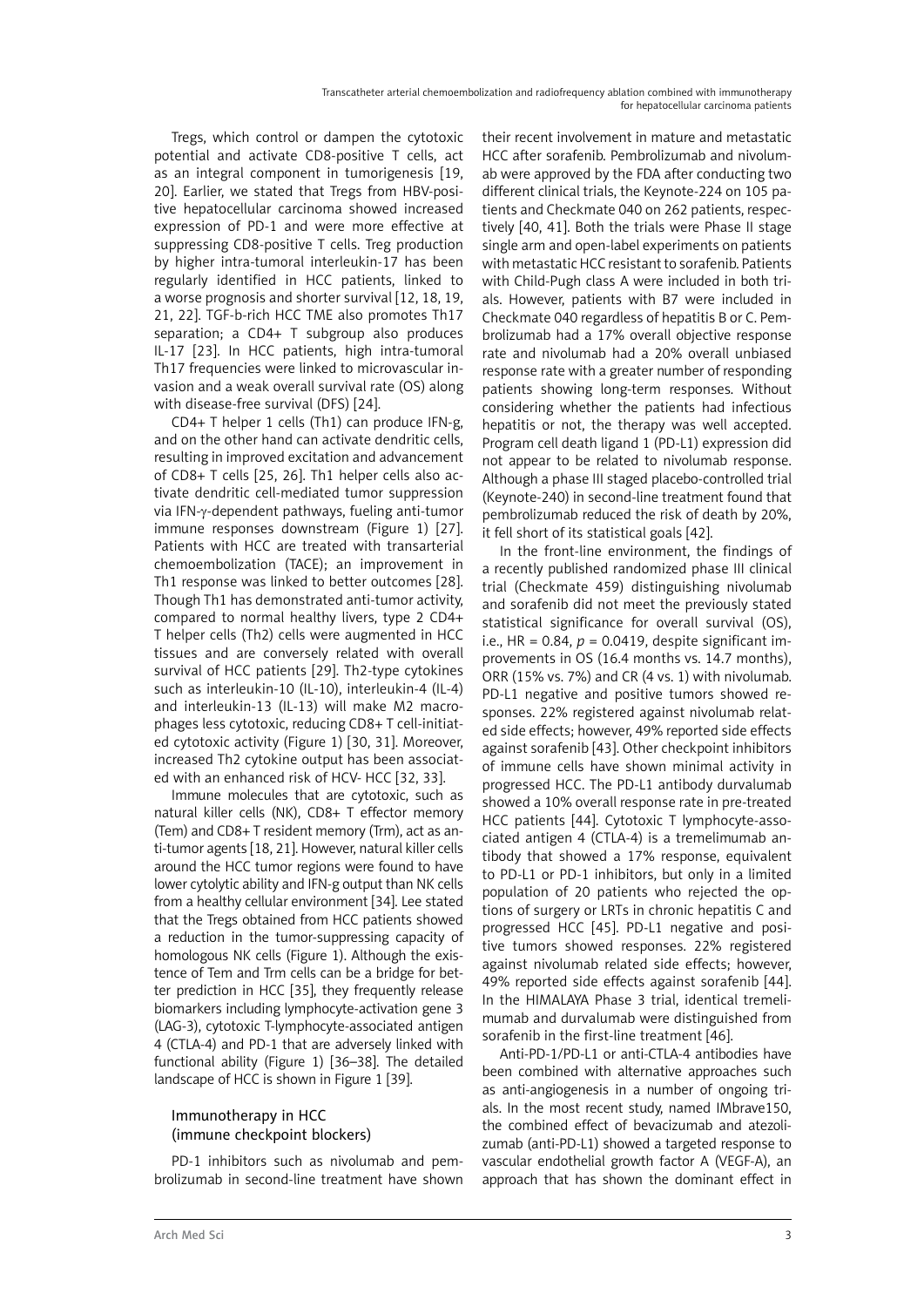Tregs, which control or dampen the cytotoxic potential and activate CD8-positive T cells, act as an integral component in tumorigenesis [19, 20]. Earlier, we stated that Tregs from HBV-positive hepatocellular carcinoma showed increased expression of PD-1 and were more effective at suppressing CD8-positive T cells. Treg production by higher intra-tumoral interleukin-17 has been regularly identified in HCC patients, linked to a worse prognosis and shorter survival [12, 18, 19, 21, 22]. TGF-b-rich HCC TME also promotes Th17 separation; a CD4+ T subgroup also produces IL-17 [23]. In HCC patients, high intra-tumoral Th17 frequencies were linked to microvascular invasion and a weak overall survival rate (OS) along with disease-free survival (DFS) [24].

CD4+ T helper 1 cells (Th1) can produce IFN-g, and on the other hand can activate dendritic cells, resulting in improved excitation and advancement of CD8+ T cells [25, 26]. Th1 helper cells also activate dendritic cell-mediated tumor suppression via IFN-γ-dependent pathways, fueling anti-tumor immune responses downstream (Figure 1) [27]. Patients with HCC are treated with transarterial chemoembolization (TACE); an improvement in Th1 response was linked to better outcomes [28]. Though Th1 has demonstrated anti-tumor activity, compared to normal healthy livers, type 2 CD4+ T helper cells (Th2) cells were augmented in HCC tissues and are conversely related with overall survival of HCC patients [29]. Th2-type cytokines such as interleukin-10 (IL-10), interleukin-4 (IL-4) and interleukin-13 (IL-13) will make M2 macrophages less cytotoxic, reducing CD8+ T cell-initiated cytotoxic activity (Figure 1) [30, 31]. Moreover, increased Th2 cytokine output has been associated with an enhanced risk of HCV- HCC [32, 33].

Immune molecules that are cytotoxic, such as natural killer cells (NK), CD8+ T effector memory (Tem) and CD8+ T resident memory (Trm), act as anti-tumor agents [18, 21]. However, natural killer cells around the HCC tumor regions were found to have lower cytolytic ability and IFN-g output than NK cells from a healthy cellular environment [34]. Lee stated that the Tregs obtained from HCC patients showed a reduction in the tumor-suppressing capacity of homologous NK cells (Figure 1). Although the existence of Tem and Trm cells can be a bridge for better prediction in HCC [35], they frequently release biomarkers including lymphocyte-activation gene 3 (LAG-3), cytotoxic T-lymphocyte-associated antigen 4 (CTLA-4) and PD-1 that are adversely linked with functional ability (Figure 1) [36–38]. The detailed landscape of HCC is shown in Figure 1 [39].

## Immunotherapy in HCC (immune checkpoint blockers)

PD-1 inhibitors such as nivolumab and pembrolizumab in second-line treatment have shown their recent involvement in mature and metastatic HCC after sorafenib. Pembrolizumab and nivolumab were approved by the FDA after conducting two different clinical trials, the Keynote-224 on 105 patients and Checkmate 040 on 262 patients, respectively [40, 41]. Both the trials were Phase II stage single arm and open-label experiments on patients with metastatic HCC resistant to sorafenib. Patients with Child-Pugh class A were included in both trials. However, patients with B7 were included in Checkmate 040 regardless of hepatitis B or C. Pembrolizumab had a 17% overall objective response rate and nivolumab had a 20% overall unbiased response rate with a greater number of responding patients showing long-term responses. Without considering whether the patients had infectious hepatitis or not, the therapy was well accepted. Program cell death ligand 1 (PD-L1) expression did not appear to be related to nivolumab response. Although a phase III staged placebo-controlled trial (Keynote-240) in second-line treatment found that pembrolizumab reduced the risk of death by 20%, it fell short of its statistical goals [42].

In the front-line environment, the findings of a recently published randomized phase III clinical trial (Checkmate 459) distinguishing nivolumab and sorafenib did not meet the previously stated statistical significance for overall survival (OS), i.e., HR = 0.84, $p = 0.0419$, despite significant improvements in OS (16.4 months vs. 14.7 months), ORR (15% vs. 7%) and CR (4 vs. 1) with nivolumab. PD-L1 negative and positive tumors showed responses. 22% registered against nivolumab related side effects; however, 49% reported side effects against sorafenib [43]. Other checkpoint inhibitors of immune cells have shown minimal activity in progressed HCC. The PD-L1 antibody durvalumab showed a 10% overall response rate in pre-treated HCC patients [44]. Cytotoxic T lymphocyte-associated antigen 4 (CTLA-4) is a tremelimumab antibody that showed a 17% response, equivalent to PD-L1 or PD-1 inhibitors, but only in a limited population of 20 patients who rejected the options of surgery or LRTs in chronic hepatitis C and progressed HCC [45]. PD-L1 negative and positive tumors showed responses. 22% registered against nivolumab related side effects; however, 49% reported side effects against sorafenib [44]. In the HIMALAYA Phase 3 trial, identical tremelimumab and durvalumab were distinguished from sorafenib in the first-line treatment [46].

Anti-PD-1/PD-L1 or anti-CTLA-4 antibodies have been combined with alternative approaches such as anti-angiogenesis in a number of ongoing trials. In the most recent study, named IMbrave150, the combined effect of bevacizumab and atezolizumab (anti-PD-L1) showed a targeted response to vascular endothelial growth factor A (VEGF-A), an approach that has shown the dominant effect in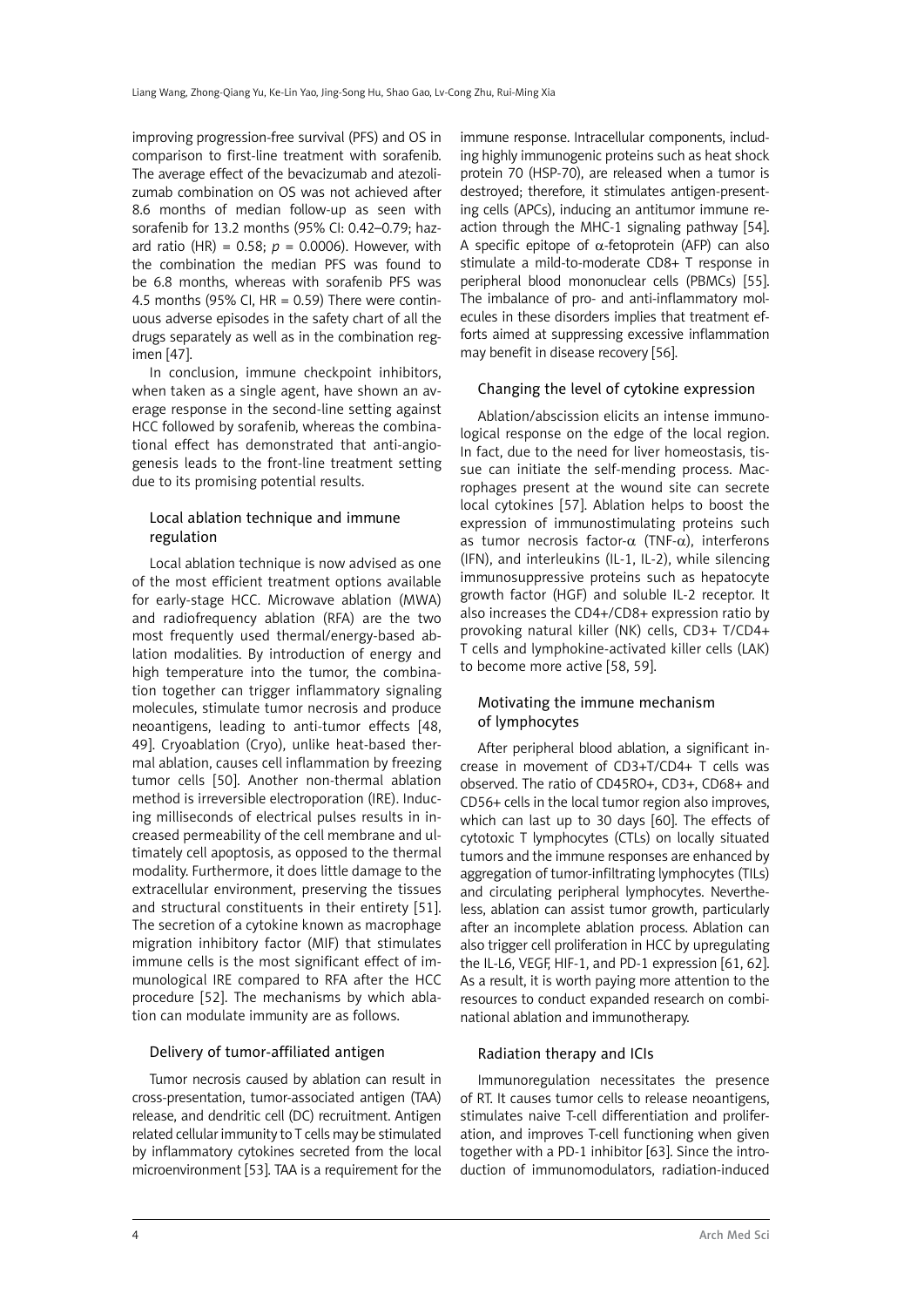improving progression-free survival (PFS) and OS in comparison to first-line treatment with sorafenib. The average effect of the bevacizumab and atezolizumab combination on OS was not achieved after 8.6 months of median follow-up as seen with sorafenib for 13.2 months (95% CI: 0.42–0.79; hazard ratio (HR) = 0.58; $p = 0.0006$). However, with the combination the median PFS was found to be 6.8 months, whereas with sorafenib PFS was 4.5 months (95% CI, HR = 0.59) There were continuous adverse episodes in the safety chart of all the drugs separately as well as in the combination regimen [47].

In conclusion, immune checkpoint inhibitors, when taken as a single agent, have shown an average response in the second-line setting against HCC followed by sorafenib, whereas the combinational effect has demonstrated that anti-angiogenesis leads to the front-line treatment setting due to its promising potential results.

## Local ablation technique and immune regulation

Local ablation technique is now advised as one of the most efficient treatment options available for early-stage HCC. Microwave ablation (MWA) and radiofrequency ablation (RFA) are the two most frequently used thermal/energy-based ablation modalities. By introduction of energy and high temperature into the tumor, the combination together can trigger inflammatory signaling molecules, stimulate tumor necrosis and produce neoantigens, leading to anti-tumor effects [48, 49]. Cryoablation (Cryo), unlike heat-based thermal ablation, causes cell inflammation by freezing tumor cells [50]. Another non-thermal ablation method is irreversible electroporation (IRE). Inducing milliseconds of electrical pulses results in increased permeability of the cell membrane and ultimately cell apoptosis, as opposed to the thermal modality. Furthermore, it does little damage to the extracellular environment, preserving the tissues and structural constituents in their entirety [51]. The secretion of a cytokine known as macrophage migration inhibitory factor (MIF) that stimulates immune cells is the most significant effect of immunological IRE compared to RFA after the HCC procedure [52]. The mechanisms by which ablation can modulate immunity are as follows.

### Delivery of tumor-affiliated antigen

Tumor necrosis caused by ablation can result in cross-presentation, tumor-associated antigen (TAA) release, and dendritic cell (DC) recruitment. Antigen related cellular immunity to T cells may be stimulated by inflammatory cytokines secreted from the local microenvironment [53]. TAA is a requirement for the immune response. Intracellular components, including highly immunogenic proteins such as heat shock protein 70 (HSP-70), are released when a tumor is destroyed; therefore, it stimulates antigen-presenting cells (APCs), inducing an antitumor immune reaction through the MHC-1 signaling pathway [54]. A specific epitope of α-fetoprotein (AFP) can also stimulate a mild-to-moderate CD8+ T response in peripheral blood mononuclear cells (PBMCs) [55]. The imbalance of pro- and anti-inflammatory molecules in these disorders implies that treatment efforts aimed at suppressing excessive inflammation may benefit in disease recovery [56].

### Changing the level of cytokine expression

Ablation/abscission elicits an intense immunological response on the edge of the local region. In fact, due to the need for liver homeostasis, tissue can initiate the self-mending process. Macrophages present at the wound site can secrete local cytokines [57]. Ablation helps to boost the expression of immunostimulating proteins such as tumor necrosis factor-α (TNF-α), interferons (IFN), and interleukins (IL-1, IL-2), while silencing immunosuppressive proteins such as hepatocyte growth factor (HGF) and soluble IL-2 receptor. It also increases the CD4+/CD8+ expression ratio by provoking natural killer (NK) cells, CD3+ T/CD4+ T cells and lymphokine-activated killer cells (LAK) to become more active [58, 59].

### Motivating the immune mechanism of lymphocytes

After peripheral blood ablation, a significant increase in movement of CD3+T/CD4+ T cells was observed. The ratio of CD45RO+, CD3+, CD68+ and CD56+ cells in the local tumor region also improves, which can last up to 30 days [60]. The effects of cytotoxic T lymphocytes (CTLs) on locally situated tumors and the immune responses are enhanced by aggregation of tumor-infiltrating lymphocytes (TILs) and circulating peripheral lymphocytes. Nevertheless, ablation can assist tumor growth, particularly after an incomplete ablation process. Ablation can also trigger cell proliferation in HCC by upregulating the IL-L6, VEGF, HIF-1, and PD-1 expression [61, 62]. As a result, it is worth paying more attention to the resources to conduct expanded research on combinational ablation and immunotherapy.

### Radiation therapy and ICIs

Immunoregulation necessitates the presence of RT. It causes tumor cells to release neoantigens, stimulates naive T-cell differentiation and proliferation, and improves T-cell functioning when given together with a PD-1 inhibitor [63]. Since the introduction of immunomodulators, radiation-induced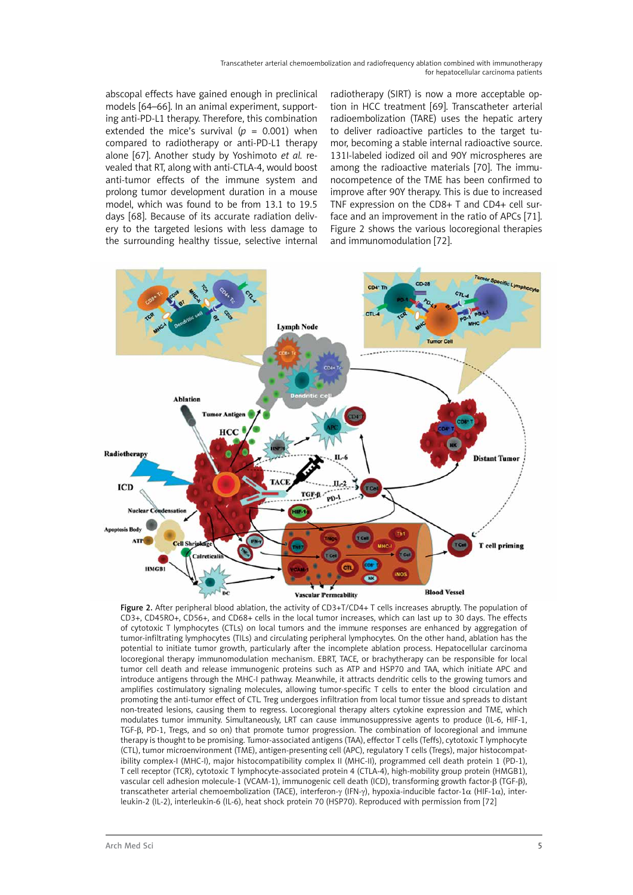abscopal effects have gained enough in preclinical models [64–66]. In an animal experiment, supporting anti-PD-L1 therapy. Therefore, this combination extended the mice's survival ($p$ = 0.001) when compared to radiotherapy or anti-PD-L1 therapy alone [67]. Another study by Yoshimoto *et al.* revealed that RT, along with anti-CTLA-4, would boost anti-tumor effects of the immune system and prolong tumor development duration in a mouse model, which was found to be from 13.1 to 19.5 days [68]. Because of its accurate radiation delivery to the targeted lesions with less damage to the surrounding healthy tissue, selective internal radiotherapy (SIRT) is now a more acceptable option in HCC treatment [69]. Transcatheter arterial radioembolization (TARE) uses the hepatic artery to deliver radioactive particles to the target tumor, becoming a stable internal radioactive source. 131I-labeled iodized oil and 90Y microspheres are among the radioactive materials [70]. The immunocompetence of the TME has been confirmed to improve after 90Y therapy. This is due to increased TNF expression on the CD8+ T and CD4+ cell surface and an improvement in the ratio of APCs [71]. Figure 2 shows the various locoregional therapies and immunomodulation [72].

**Figure 2.** After peripheral blood ablation, the activity of CD3+T/CD4+ T cells increases abruptly. The population of CD3+, CD45RO+, CD56+, and CD68+ cells in the local tumor increases, which can last up to 30 days. The effects of cytotoxic T lymphocytes (CTLs) on local tumors and the immune responses are enhanced by aggregation of tumor-infiltrating lymphocytes (TILs) and circulating peripheral lymphocytes. On the other hand, ablation has the potential to initiate tumor growth, particularly after the incomplete ablation process. Hepatocellular carcinoma locoregional therapy immunomodulation mechanism. EBRT, TACE, or brachytherapy can be responsible for local tumor cell death and release immunogenic proteins such as ATP and HSP70 and TAA, which initiate APC and introduce antigens through the MHC-I pathway. Meanwhile, it attracts dendritic cells to the growing tumors and amplifies costimulatory signaling molecules, allowing tumor-specific T cells to enter the blood circulation and promoting the anti-tumor effect of CTL. Treg undergoes infiltration from local tumor tissue and spreads to distant non-treated lesions, causing them to regress. Locoregional therapy alters cytokine expression and TME, which modulates tumor immunity. Simultaneously, LRT can cause immunosuppressive agents to produce (IL-6, HIF-1, TGF-β, PD-1, Tregs, and so on) that promote tumor progression. The combination of locoregional and immune therapy is thought to be promising. Tumor-associated antigens (TAA), effector T cells (Teffs), cytotoxic T lymphocyte (CTL), tumor microenvironment (TME), antigen-presenting cell (APC), regulatory T cells (Tregs), major histocompatibility complex-I (MHC-I), major histocompatibility complex II (MHC-II), programmed cell death protein 1 (PD-1), T cell receptor (TCR), cytotoxic T lymphocyte-associated protein 4 (CTLA-4), high-mobility group protein (HMGB1), vascular cell adhesion molecule-1 (VCAM-1), immunogenic cell death (ICD), transforming growth factor-β (TGF-β), transcatheter arterial chemoembolization (TACE), interferon-γ (IFN-γ), hypoxia-inducible factor-1α (HIF-1α), interleukin-2 (IL-2), interleukin-6 (IL-6), heat shock protein 70 (HSP70). Reproduced with permission from [72]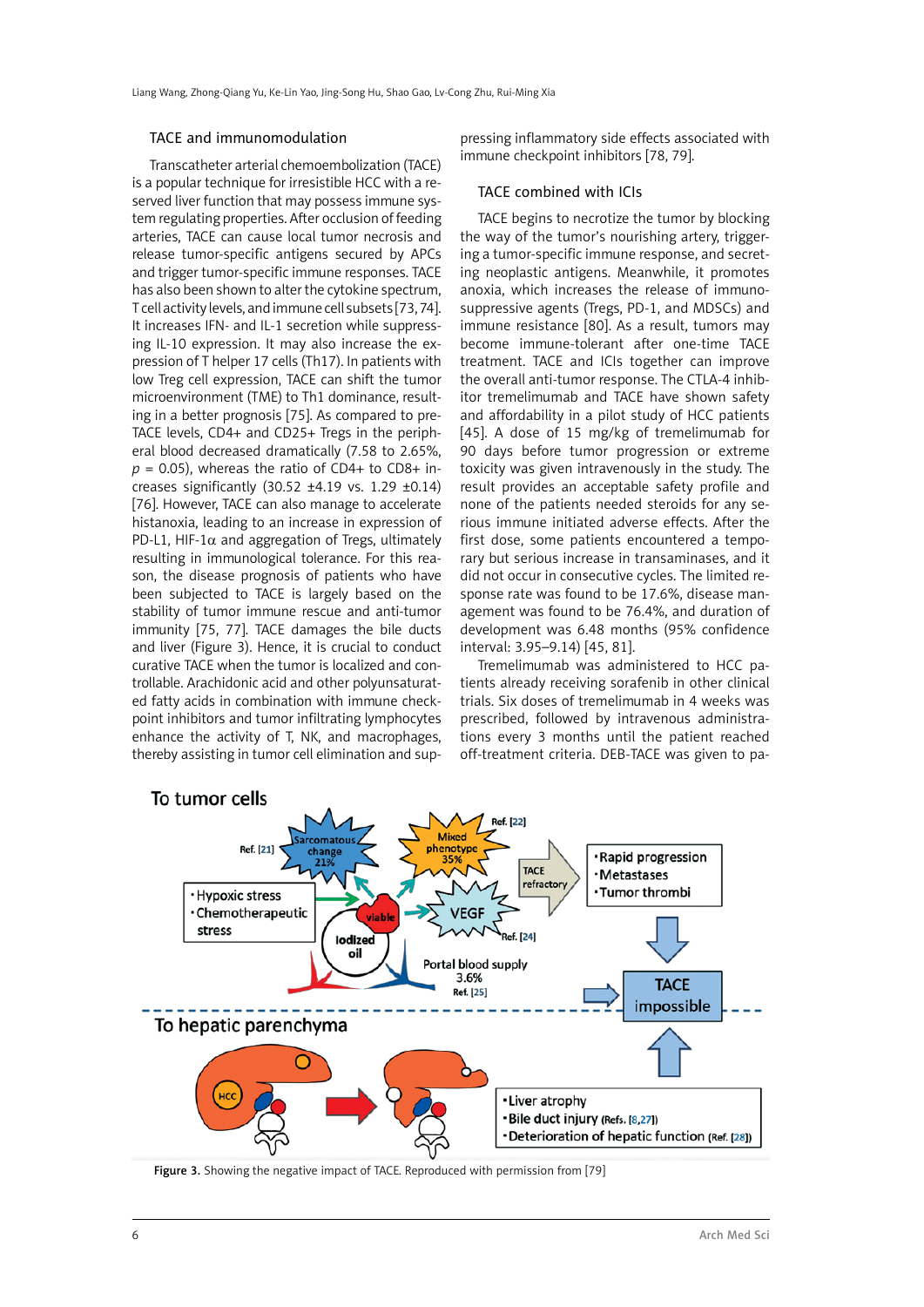## TACE and immunomodulation

Transcatheter arterial chemoembolization (TACE) is a popular technique for irresistible HCC with a reserved liver function that may possess immune system regulating properties. After occlusion of feeding arteries, TACE can cause local tumor necrosis and release tumor-specific antigens secured by APCs and trigger tumor-specific immune responses. TACE has also been shown to alter the cytokine spectrum, T cell activity levels, and immune cell subsets [73, 74]. It increases IFN- and IL-1 secretion while suppressing IL-10 expression. It may also increase the expression of T helper 17 cells (Th17). In patients with low Treg cell expression, TACE can shift the tumor microenvironment (TME) to Th1 dominance, resulting in a better prognosis [75]. As compared to pre-TACE levels, CD4+ and CD25+ Tregs in the peripheral blood decreased dramatically (7.58 to 2.65%, $p$ = 0.05), whereas the ratio of CD4+ to CD8+ increases significantly (30.52 ±4.19 vs. 1.29 ±0.14) [76]. However, TACE can also manage to accelerate histanoxia, leading to an increase in expression of PD-L1, HIF-1$\alpha$ and aggregation of Tregs, ultimately resulting in immunological tolerance. For this reason, the disease prognosis of patients who have been subjected to TACE is largely based on the stability of tumor immune rescue and anti-tumor immunity [75, 77]. TACE damages the bile ducts and liver (Figure 3). Hence, it is crucial to conduct curative TACE when the tumor is localized and controllable. Arachidonic acid and other polyunsaturated fatty acids in combination with immune checkpoint inhibitors and tumor infiltrating lymphocytes enhance the activity of T, NK, and macrophages, thereby assisting in tumor cell elimination and suppressing inflammatory side effects associated with immune checkpoint inhibitors [78, 79].

## TACE combined with ICIs

TACE begins to necrotize the tumor by blocking the way of the tumor's nourishing artery, triggering a tumor-specific immune response, and secreting neoplastic antigens. Meanwhile, it promotes anoxia, which increases the release of immunosuppressive agents (Tregs, PD-1, and MDSCs) and immune resistance [80]. As a result, tumors may become immune-tolerant after one-time TACE treatment. TACE and ICIs together can improve the overall anti-tumor response. The CTLA-4 inhibitor tremelimumab and TACE have shown safety and affordability in a pilot study of HCC patients [45]. A dose of 15 mg/kg of tremelimumab for 90 days before tumor progression or extreme toxicity was given intravenously in the study. The result provides an acceptable safety profile and none of the patients needed steroids for any serious immune initiated adverse effects. After the first dose, some patients encountered a temporary but serious increase in transaminases, and it did not occur in consecutive cycles. The limited response rate was found to be 17.6%, disease management was found to be 76.4%, and duration of development was 6.48 months (95% confidence interval: 3.95–9.14) [45, 81].

Tremelimumab was administered to HCC patients already receiving sorafenib in other clinical trials. Six doses of tremelimumab in 4 weeks was prescribed, followed by intravenous administrations every 3 months until the patient reached off-treatment criteria. DEB-TACE was given to pa-

Figure 3. Showing the negative impact of TACE. Reproduced with permission from [79]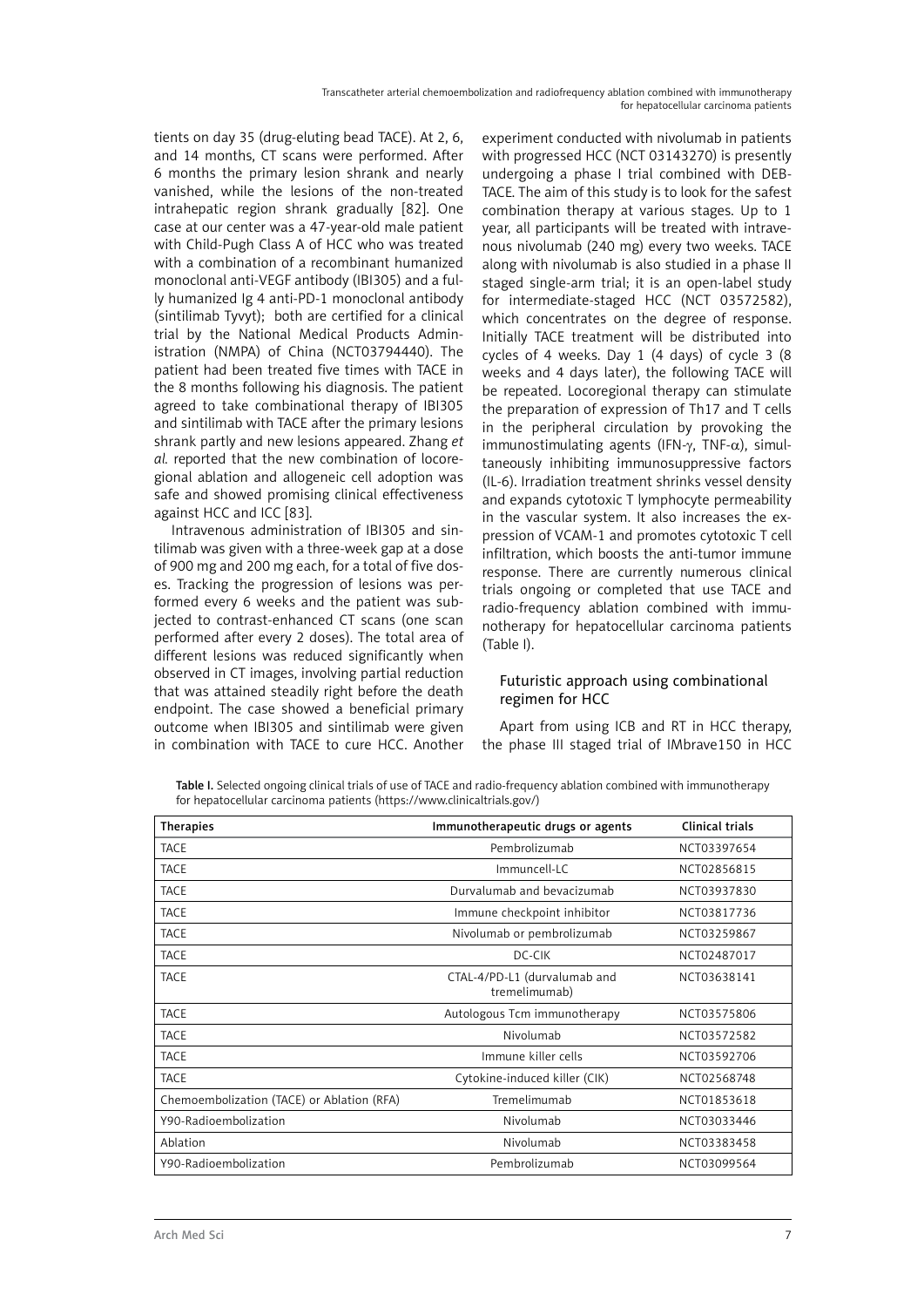tients on day 35 (drug-eluting bead TACE). At 2, 6, and 14 months, CT scans were performed. After 6 months the primary lesion shrank and nearly vanished, while the lesions of the non-treated intrahepatic region shrank gradually [82]. One case at our center was a 47-year-old male patient with Child-Pugh Class A of HCC who was treated with a combination of a recombinant humanized monoclonal anti-VEGF antibody (IBI305) and a fully humanized Ig 4 anti-PD-1 monoclonal antibody (sintilimab Tyvyt); both are certified for a clinical trial by the National Medical Products Administration (NMPA) of China (NCT03794440). The patient had been treated five times with TACE in the 8 months following his diagnosis. The patient agreed to take combinational therapy of IBI305 and sintilimab with TACE after the primary lesions shrank partly and new lesions appeared. Zhang *et al.* reported that the new combination of locoregional ablation and allogeneic cell adoption was safe and showed promising clinical effectiveness against HCC and ICC [83].

Intravenous administration of IBI305 and sintilimab was given with a three-week gap at a dose of 900 mg and 200 mg each, for a total of five doses. Tracking the progression of lesions was performed every 6 weeks and the patient was subjected to contrast-enhanced CT scans (one scan performed after every 2 doses). The total area of different lesions was reduced significantly when observed in CT images, involving partial reduction that was attained steadily right before the death endpoint. The case showed a beneficial primary outcome when IBI305 and sintilimab were given in combination with TACE to cure HCC. Another experiment conducted with nivolumab in patients with progressed HCC (NCT 03143270) is presently undergoing a phase I trial combined with DEB-TACE. The aim of this study is to look for the safest combination therapy at various stages. Up to 1 year, all participants will be treated with intravenous nivolumab (240 mg) every two weeks. TACE along with nivolumab is also studied in a phase II staged single-arm trial; it is an open-label study for intermediate-staged HCC (NCT 03572582), which concentrates on the degree of response. Initially TACE treatment will be distributed into cycles of 4 weeks. Day 1 (4 days) of cycle 3 (8 weeks and 4 days later), the following TACE will be repeated. Locoregional therapy can stimulate the preparation of expression of Th17 and T cells in the peripheral circulation by provoking the immunostimulating agents (IFN-γ, TNF-α), simultaneously inhibiting immunosuppressive factors (IL-6). Irradiation treatment shrinks vessel density and expands cytotoxic T lymphocyte permeability in the vascular system. It also increases the expression of VCAM-1 and promotes cytotoxic T cell infiltration, which boosts the anti-tumor immune response. There are currently numerous clinical trials ongoing or completed that use TACE and radio-frequency ablation combined with immunotherapy for hepatocellular carcinoma patients (Table I).

## Futuristic approach using combinational regimen for HCC

Apart from using ICB and RT in HCC therapy, the phase III staged trial of IMbrave150 in HCC

**Table I.** Selected ongoing clinical trials of use of TACE and radio-frequency ablation combined with immunotherapy for hepatocellular carcinoma patients (https://www.clinicaltrials.gov/)

| Therapies | Immunotherapeutic drugs or agents | Clinical trials |
|---|---|---|
| TACE | Pembrolizumab | NCT03397654 |
| TACE | Immuncell-LC | NCT02856815 |
| TACE | Durvalumab and bevacizumab | NCT03937830 |
| TACE | Immune checkpoint inhibitor | NCT03817736 |
| TACE | Nivolumab or pembrolizumab | NCT03259867 |
| TACE | DC-CIK | NCT02487017 |
| TACE | CTAL-4/PD-L1 (durvalumab and tremelimumab) | NCT03638141 |
| TACE | Autologous Tcm immunotherapy | NCT03575806 |
| TACE | Nivolumab | NCT03572582 |
| TACE | Immune killer cells | NCT03592706 |
| TACE | Cytokine-induced killer (CIK) | NCT02568748 |
| Chemoembolization (TACE) or Ablation (RFA) | Tremelimumab | NCT01853618 |
| Y90-Radioembolization | Nivolumab | NCT03033446 |
| Ablation | Nivolumab | NCT03383458 |
| Y90-Radioembolization | Pembrolizumab | NCT03099564 |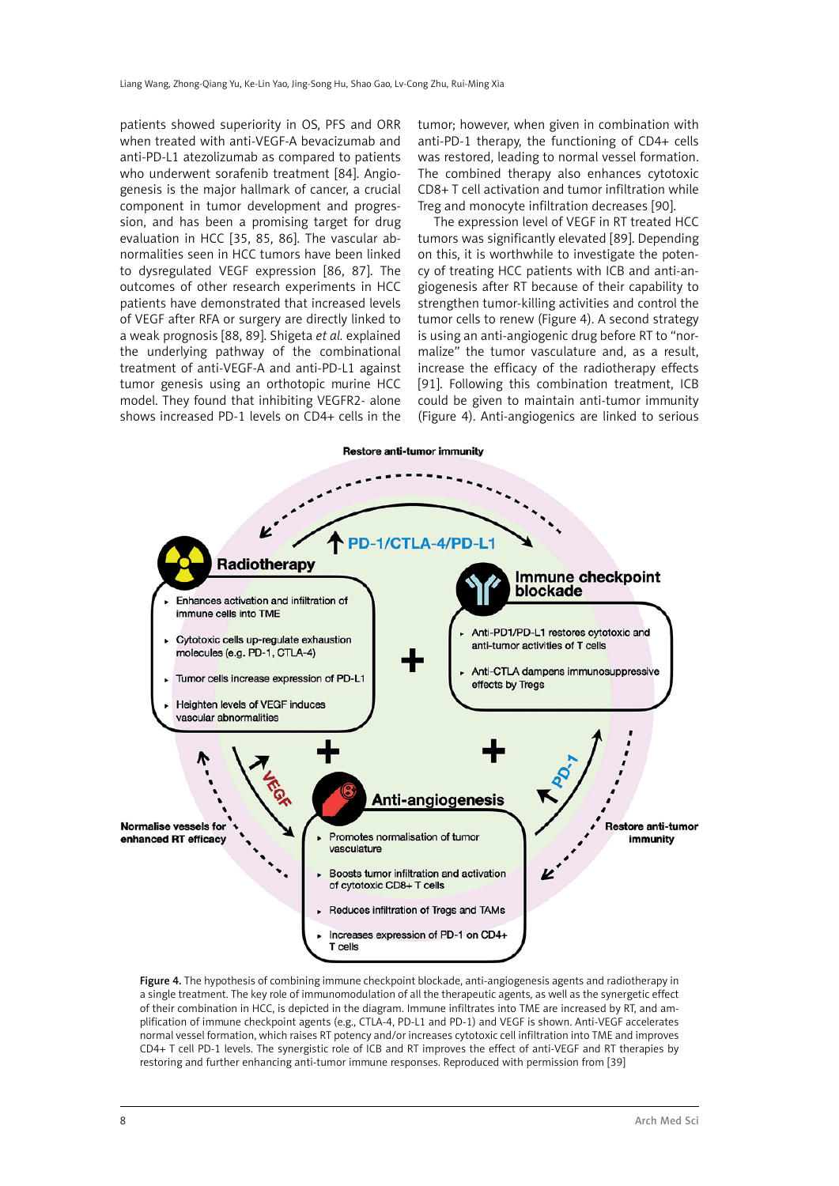patients showed superiority in OS, PFS and ORR when treated with anti-VEGF-A bevacizumab and anti-PD-L1 atezolizumab as compared to patients who underwent sorafenib treatment [84]. Angiogenesis is the major hallmark of cancer, a crucial component in tumor development and progression, and has been a promising target for drug evaluation in HCC [35, 85, 86]. The vascular abnormalities seen in HCC tumors have been linked to dysregulated VEGF expression [86, 87]. The outcomes of other research experiments in HCC patients have demonstrated that increased levels of VEGF after RFA or surgery are directly linked to a weak prognosis [88, 89]. Shigeta *et al.* explained the underlying pathway of the combinational treatment of anti-VEGF-A and anti-PD-L1 against tumor genesis using an orthotopic murine HCC model. They found that inhibiting VEGFR2- alone shows increased PD-1 levels on CD4+ cells in the tumor; however, when given in combination with anti-PD-1 therapy, the functioning of CD4+ cells was restored, leading to normal vessel formation. The combined therapy also enhances cytotoxic CD8+ T cell activation and tumor infiltration while Treg and monocyte infiltration decreases [90].

The expression level of VEGF in RT treated HCC tumors was significantly elevated [89]. Depending on this, it is worthwhile to investigate the potency of treating HCC patients with ICB and anti-angiogenesis after RT because of their capability to strengthen tumor-killing activities and control the tumor cells to renew (Figure 4). A second strategy is using an anti-angiogenic drug before RT to "normalize" the tumor vasculature and, as a result, increase the efficacy of the radiotherapy effects [91]. Following this combination treatment, ICB could be given to maintain anti-tumor immunity (Figure 4). Anti-angiogenics are linked to serious

Figure 4. The hypothesis of combining immune checkpoint blockade, anti-angiogenesis agents and radiotherapy in a single treatment. The key role of immunomodulation of all the therapeutic agents, as well as the synergetic effect of their combination in HCC, is depicted in the diagram. Immune infiltrates into TME are increased by RT, and amplification of immune checkpoint agents (e.g., CTLA-4, PD-L1 and PD-1) and VEGF is shown. Anti-VEGF accelerates normal vessel formation, which raises RT potency and/or increases cytotoxic cell infiltration into TME and improves CD4+ T cell PD-1 levels. The synergistic role of ICB and RT improves the effect of anti-VEGF and RT therapies by restoring and further enhancing anti-tumor immune responses. Reproduced with permission from [39]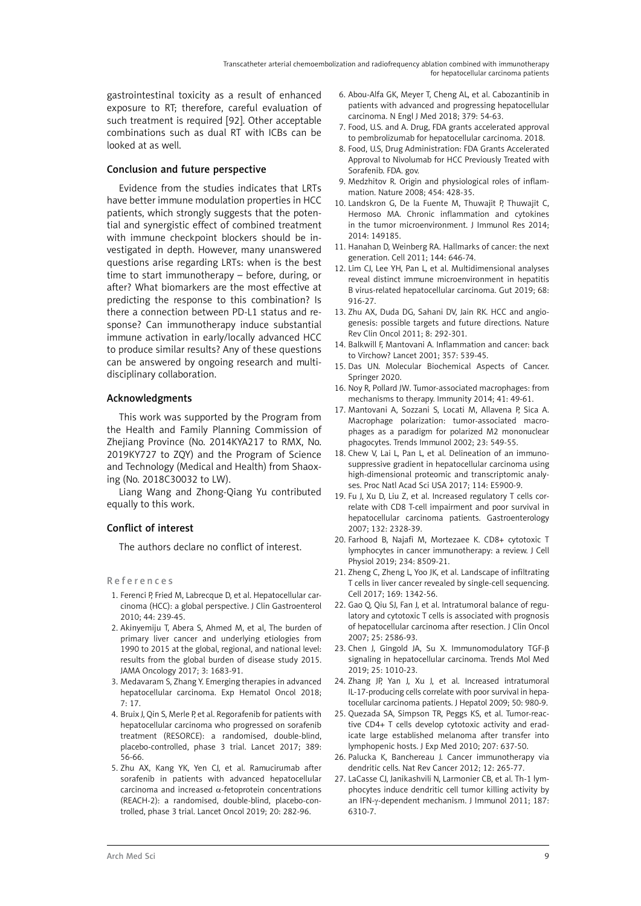gastrointestinal toxicity as a result of enhanced exposure to RT; therefore, careful evaluation of such treatment is required [92]. Other acceptable combinations such as dual RT with ICBs can be looked at as well.

## Conclusion and future perspective

Evidence from the studies indicates that LRTs have better immune modulation properties in HCC patients, which strongly suggests that the potential and synergistic effect of combined treatment with immune checkpoint blockers should be investigated in depth. However, many unanswered questions arise regarding LRTs: when is the best time to start immunotherapy – before, during, or after? What biomarkers are the most effective at predicting the response to this combination? Is there a connection between PD-L1 status and response? Can immunotherapy induce substantial immune activation in early/locally advanced HCC to produce similar results? Any of these questions can be answered by ongoing research and multidisciplinary collaboration.

## Acknowledgments

This work was supported by the Program from the Health and Family Planning Commission of Zhejiang Province (No. 2014KYA217 to RMX, No. 2019KY727 to ZQY) and the Program of Science and Technology (Medical and Health) from Shaoxing (No. 2018C30032 to LW).

Liang Wang and Zhong-Qiang Yu contributed equally to this work.

## Conflict of interest

The authors declare no conflict of interest.

## References

1. Ferenci P, Fried M, Labrecque D, et al. Hepatocellular carcinoma (HCC): a global perspective. J Clin Gastroenterol 2010; 44: 239-45.
2. Akinyemiju T, Abera S, Ahmed M, et al, The burden of primary liver cancer and underlying etiologies from 1990 to 2015 at the global, regional, and national level: results from the global burden of disease study 2015. JAMA Oncology 2017; 3: 1683-91.
3. Medavaram S, Zhang Y. Emerging therapies in advanced hepatocellular carcinoma. Exp Hematol Oncol 2018; 7: 17.
4. Bruix J, Qin S, Merle P, et al. Regorafenib for patients with hepatocellular carcinoma who progressed on sorafenib treatment (RESORCE): a randomised, double-blind, placebo-controlled, phase 3 trial. Lancet 2017; 389: 56-66.
5. Zhu AX, Kang YK, Yen CJ, et al. Ramucirumab after sorafenib in patients with advanced hepatocellular carcinoma and increased α-fetoprotein concentrations (REACH-2): a randomised, double-blind, placebo-controlled, phase 3 trial. Lancet Oncol 2019; 20: 282-96.
6. Abou-Alfa GK, Meyer T, Cheng AL, et al. Cabozantinib in patients with advanced and progressing hepatocellular carcinoma. N Engl J Med 2018; 379: 54-63.
7. Food, U.S. and A. Drug, FDA grants accelerated approval to pembrolizumab for hepatocellular carcinoma. 2018.
8. Food, U.S, Drug Administration: FDA Grants Accelerated Approval to Nivolumab for HCC Previously Treated with Sorafenib. FDA. gov.
9. Medzhitov R. Origin and physiological roles of inflammation. Nature 2008; 454: 428-35.
10. Landskron G, De la Fuente M, Thuwajit P, Thuwajit C, Hermoso MA. Chronic inflammation and cytokines in the tumor microenvironment. J Immunol Res 2014; 2014: 149185.
11. Hanahan D, Weinberg RA. Hallmarks of cancer: the next generation. Cell 2011; 144: 646-74.
12. Lim CJ, Lee YH, Pan L, et al. Multidimensional analyses reveal distinct immune microenvironment in hepatitis B virus-related hepatocellular carcinoma. Gut 2019; 68: 916-27.
13. Zhu AX, Duda DG, Sahani DV, Jain RK. HCC and angiogenesis: possible targets and future directions. Nature Rev Clin Oncol 2011; 8: 292-301.
14. Balkwill F, Mantovani A. Inflammation and cancer: back to Virchow? Lancet 2001; 357: 539-45.
15. Das UN. Molecular Biochemical Aspects of Cancer. Springer 2020.
16. Noy R, Pollard JW. Tumor-associated macrophages: from mechanisms to therapy. Immunity 2014; 41: 49-61.
17. Mantovani A, Sozzani S, Locati M, Allavena P, Sica A. Macrophage polarization: tumor-associated macrophages as a paradigm for polarized M2 mononuclear phagocytes. Trends Immunol 2002; 23: 549-55.
18. Chew V, Lai L, Pan L, et al. Delineation of an immunosuppressive gradient in hepatocellular carcinoma using high-dimensional proteomic and transcriptomic analyses. Proc Natl Acad Sci USA 2017; 114: E5900-9.
19. Fu J, Xu D, Liu Z, et al. Increased regulatory T cells correlate with CD8 T-cell impairment and poor survival in hepatocellular carcinoma patients. Gastroenterology 2007; 132: 2328-39.
20. Farhood B, Najafi M, Mortezaee K. CD8+ cytotoxic T lymphocytes in cancer immunotherapy: a review. J Cell Physiol 2019; 234: 8509-21.
21. Zheng C, Zheng L, Yoo JK, et al. Landscape of infiltrating T cells in liver cancer revealed by single-cell sequencing. Cell 2017; 169: 1342-56.
22. Gao Q, Qiu SJ, Fan J, et al. Intratumoral balance of regulatory and cytotoxic T cells is associated with prognosis of hepatocellular carcinoma after resection. J Clin Oncol 2007; 25: 2586-93.
23. Chen J, Gingold JA, Su X. Immunomodulatory TGF-β signaling in hepatocellular carcinoma. Trends Mol Med 2019; 25: 1010-23.
24. Zhang JP, Yan J, Xu J, et al. Increased intratumoral IL-17-producing cells correlate with poor survival in hepatocellular carcinoma patients. J Hepatol 2009; 50: 980-9.
25. Quezada SA, Simpson TR, Peggs KS, et al. Tumor-reactive CD4+ T cells develop cytotoxic activity and eradicate large established melanoma after transfer into lymphopenic hosts. J Exp Med 2010; 207: 637-50.
26. Palucka K, Banchereau J. Cancer immunotherapy via dendritic cells. Nat Rev Cancer 2012; 12: 265-77.
27. LaCasse CJ, Janikashvili N, Larmonier CB, et al. Th-1 lymphocytes induce dendritic cell tumor killing activity by an IFN-γ-dependent mechanism. J Immunol 2011; 187: 6310-7.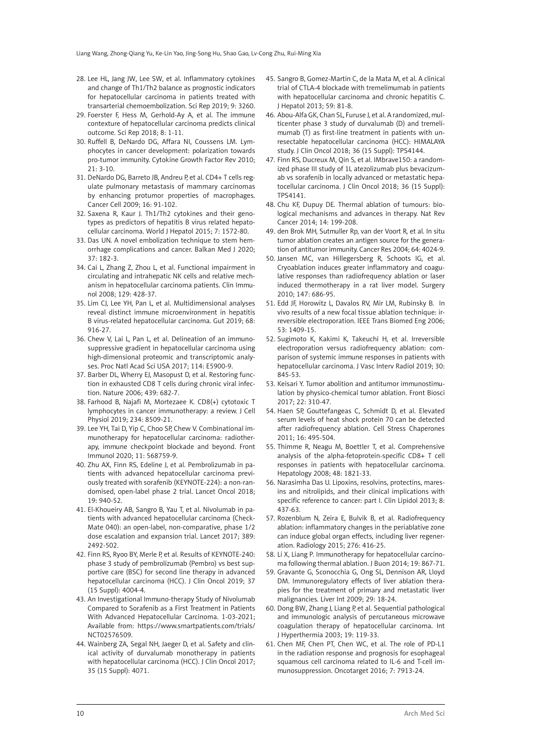28. Lee HL, Jang JW, Lee SW, et al. Inflammatory cytokines and change of Th1/Th2 balance as prognostic indicators for hepatocellular carcinoma in patients treated with transarterial chemoembolization. Sci Rep 2019; 9: 3260.
29. Foerster F, Hess M, Gerhold-Ay A, et al. The immune contexture of hepatocellular carcinoma predicts clinical outcome. Sci Rep 2018; 8: 1-11.
30. Ruffell B, DeNardo DG, Affara NI, Coussens LM. Lymphocytes in cancer development: polarization towards pro-tumor immunity. Cytokine Growth Factor Rev 2010; 21: 3-10.
31. DeNardo DG, Barreto JB, Andreu P, et al. CD4+ T cells regulate pulmonary metastasis of mammary carcinomas by enhancing protumor properties of macrophages. Cancer Cell 2009; 16: 91-102.
32. Saxena R, Kaur J. Th1/Th2 cytokines and their genotypes as predictors of hepatitis B virus related hepatocellular carcinoma. World J Hepatol 2015; 7: 1572-80.
33. Das UN. A novel embolization technique to stem hemorrhage complications and cancer. Balkan Med J 2020; 37: 182-3.
34. Cai L, Zhang Z, Zhou L, et al. Functional impairment in circulating and intrahepatic NK cells and relative mechanism in hepatocellular carcinoma patients. Clin Immunol 2008; 129: 428-37.
35. Lim CJ, Lee YH, Pan L, et al. Multidimensional analyses reveal distinct immune microenvironment in hepatitis B virus-related hepatocellular carcinoma. Gut 2019; 68: 916-27.
36. Chew V, Lai L, Pan L, et al. Delineation of an immunosuppressive gradient in hepatocellular carcinoma using high-dimensional proteomic and transcriptomic analyses. Proc Natl Acad Sci USA 2017; 114: E5900-9.
37. Barber DL, Wherry EJ, Masopust D, et al. Restoring function in exhausted CD8 T cells during chronic viral infection. Nature 2006; 439: 682-7.
38. Farhood B, Najafi M, Mortezaee K. CD8(+) cytotoxic T lymphocytes in cancer immunotherapy: a review. J Cell Physiol 2019; 234: 8509-21.
39. Lee YH, Tai D, Yip C, Choo SP, Chew V. Combinational immunotherapy for hepatocellular carcinoma: radiotherapy, immune checkpoint blockade and beyond. Front Immunol 2020; 11: 568759-9.
40. Zhu AX, Finn RS, Edeline J, et al. Pembrolizumab in patients with advanced hepatocellular carcinoma previously treated with sorafenib (KEYNOTE-224): a non-randomised, open-label phase 2 trial. Lancet Oncol 2018; 19: 940-52.
41. El-Khoueiry AB, Sangro B, Yau T, et al. Nivolumab in patients with advanced hepatocellular carcinoma (CheckMate 040): an open-label, non-comparative, phase 1/2 dose escalation and expansion trial. Lancet 2017; 389: 2492-502.
42. Finn RS, Ryoo BY, Merle P, et al. Results of KEYNOTE-240: phase 3 study of pembrolizumab (Pembro) vs best supportive care (BSC) for second line therapy in advanced hepatocellular carcinoma (HCC). J Clin Oncol 2019; 37 (15 Suppl): 4004-4.
43. An Investigational Immuno-therapy Study of Nivolumab Compared to Sorafenib as a First Treatment in Patients With Advanced Hepatocellular Carcinoma. 1-03-2021; Available from: https://www.smartpatients.com/trials/NCT02576509.
44. Wainberg ZA, Segal NH, Jaeger D, et al. Safety and clinical activity of durvalumab monotherapy in patients with hepatocellular carcinoma (HCC). J Clin Oncol 2017; 35 (15 Suppl): 4071.
45. Sangro B, Gomez-Martin C, de la Mata M, et al. A clinical trial of CTLA-4 blockade with tremelimumab in patients with hepatocellular carcinoma and chronic hepatitis C. J Hepatol 2013; 59: 81-8.
46. Abou-Alfa GK, Chan SL, Furuse J, et al. A randomized, multicenter phase 3 study of durvalumab (D) and tremelimumab (T) as first-line treatment in patients with unresectable hepatocellular carcinoma (HCC): HIMALAYA study. J Clin Oncol 2018; 36 (15 Suppl): TPS4144.
47. Finn RS, Ducreux M, Qin S, et al. IMbrave150: a randomized phase III study of 1L atezolizumab plus bevacizumab vs sorafenib in locally advanced or metastatic hepatocellular carcinoma. J Clin Oncol 2018; 36 (15 Suppl): TPS4141.
48. Chu KF, Dupuy DE. Thermal ablation of tumours: biological mechanisms and advances in therapy. Nat Rev Cancer 2014; 14: 199-208.
49. den Brok MH, Sutmuller Rp, van der Voort R, et al. In situ tumor ablation creates an antigen source for the generation of antitumor immunity. Cancer Res 2004; 64: 4024-9.
50. Jansen MC, van Hillegersberg R, Schoots IG, et al. Cryoablation induces greater inflammatory and coagulative responses than radiofrequency ablation or laser induced thermotherapy in a rat liver model. Surgery 2010; 147: 686-95.
51. Edd JF, Horowitz L, Davalos RV, Mir LM, Rubinsky B. In vivo results of a new focal tissue ablation technique: irreversible electroporation. IEEE Trans Biomed Eng 2006; 53: 1409-15.
52. Sugimoto K, Kakimi K, Takeuchi H, et al. Irreversible electroporation versus radiofrequency ablation: comparison of systemic immune responses in patients with hepatocellular carcinoma. J Vasc Interv Radiol 2019; 30: 845-53.
53. Keisari Y. Tumor abolition and antitumor immunostimulation by physico-chemical tumor ablation. Front Biosci 2017; 22: 310-47.
54. Haen SP, Gouttefangeas C, Schmidt D, et al. Elevated serum levels of heat shock protein 70 can be detected after radiofrequency ablation. Cell Stress Chaperones 2011; 16: 495-504.
55. Thimme R, Neagu M, Boettler T, et al. Comprehensive analysis of the alpha-fetoprotein-specific CD8+ T cell responses in patients with hepatocellular carcinoma. Hepatology 2008; 48: 1821-33.
56. Narasimha Das U. Lipoxins, resolvins, protectins, maresins and nitrolipids, and their clinical implications with specific reference to cancer: part I. Clin Lipidol 2013; 8: 437-63.
57. Rozenblum N, Zeira E, Bulvik B, et al. Radiofrequency ablation: inflammatory changes in the periablative zone can induce global organ effects, including liver regeneration. Radiology 2015; 276: 416-25.
58. Li X, Liang P. Immunotherapy for hepatocellular carcinoma following thermal ablation. J Buon 2014; 19: 867-71.
59. Gravante G, Sconocchia G, Ong SL, Dennison AR, Lloyd DM. Immunoregulatory effects of liver ablation therapies for the treatment of primary and metastatic liver malignancies. Liver Int 2009; 29: 18-24.
60. Dong BW, Zhang J, Liang P, et al. Sequential pathological and immunologic analysis of percutaneous microwave coagulation therapy of hepatocellular carcinoma. Int J Hyperthermia 2003; 19: 119-33.
61. Chen MF, Chen PT, Chen WC, et al. The role of PD-L1 in the radiation response and prognosis for esophageal squamous cell carcinoma related to IL-6 and T-cell immunosuppression. Oncotarget 2016; 7: 7913-24.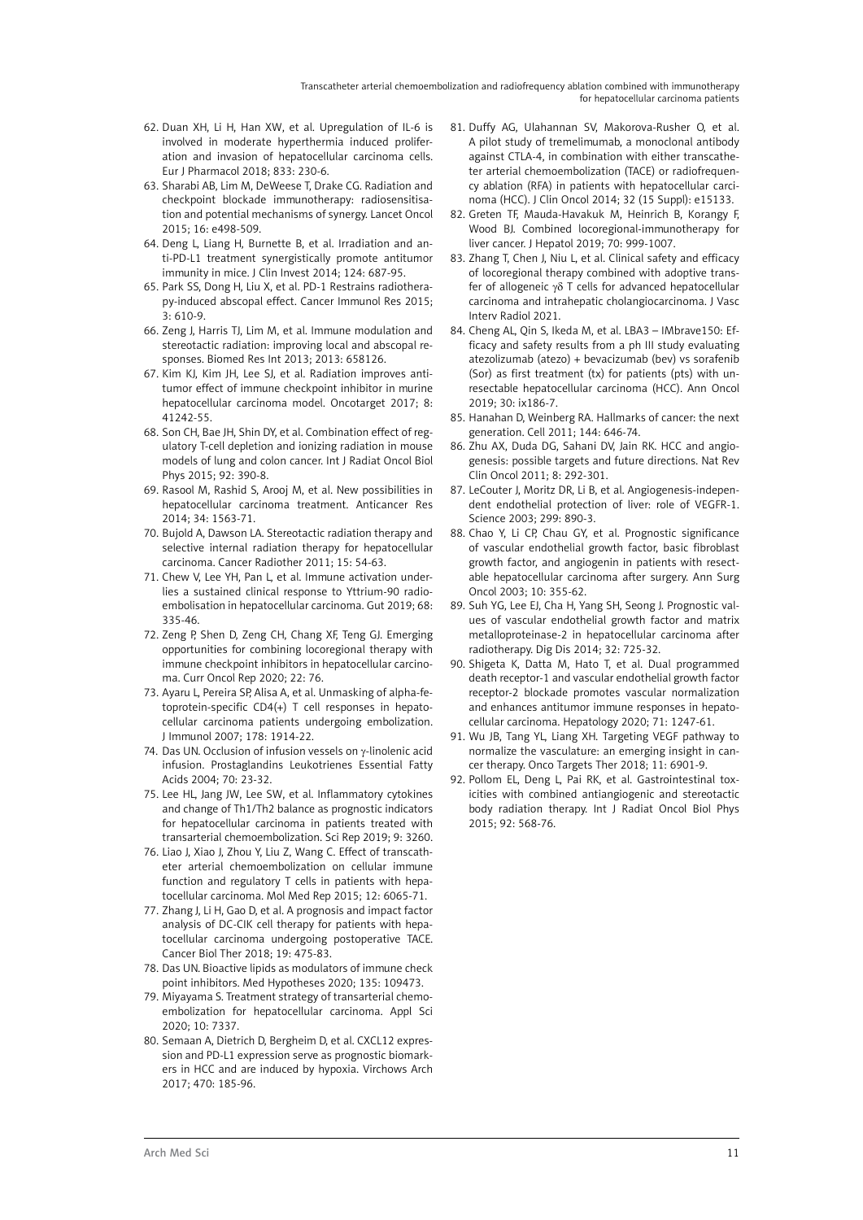62. Duan XH, Li H, Han XW, et al. Upregulation of IL-6 is involved in moderate hyperthermia induced proliferation and invasion of hepatocellular carcinoma cells. Eur J Pharmacol 2018; 833: 230-6.
63. Sharabi AB, Lim M, DeWeese T, Drake CG. Radiation and checkpoint blockade immunotherapy: radiosensitisation and potential mechanisms of synergy. Lancet Oncol 2015; 16: e498-509.
64. Deng L, Liang H, Burnette B, et al. Irradiation and anti-PD-L1 treatment synergistically promote antitumor immunity in mice. J Clin Invest 2014; 124: 687-95.
65. Park SS, Dong H, Liu X, et al. PD-1 Restrains radiotherapy-induced abscopal effect. Cancer Immunol Res 2015; 3: 610-9.
66. Zeng J, Harris TJ, Lim M, et al. Immune modulation and stereotactic radiation: improving local and abscopal responses. Biomed Res Int 2013; 2013: 658126.
67. Kim KJ, Kim JH, Lee SJ, et al. Radiation improves antitumor effect of immune checkpoint inhibitor in murine hepatocellular carcinoma model. Oncotarget 2017; 8: 41242-55.
68. Son CH, Bae JH, Shin DY, et al. Combination effect of regulatory T-cell depletion and ionizing radiation in mouse models of lung and colon cancer. Int J Radiat Oncol Biol Phys 2015; 92: 390-8.
69. Rasool M, Rashid S, Arooj M, et al. New possibilities in hepatocellular carcinoma treatment. Anticancer Res 2014; 34: 1563-71.
70. Bujold A, Dawson LA. Stereotactic radiation therapy and selective internal radiation therapy for hepatocellular carcinoma. Cancer Radiother 2011; 15: 54-63.
71. Chew V, Lee YH, Pan L, et al. Immune activation underlies a sustained clinical response to Yttrium-90 radioembolisation in hepatocellular carcinoma. Gut 2019; 68: 335-46.
72. Zeng P, Shen D, Zeng CH, Chang XF, Teng GJ. Emerging opportunities for combining locoregional therapy with immune checkpoint inhibitors in hepatocellular carcinoma. Curr Oncol Rep 2020; 22: 76.
73. Ayaru L, Pereira SP, Alisa A, et al. Unmasking of alpha-fetoprotein-specific CD4(+) T cell responses in hepatocellular carcinoma patients undergoing embolization. J Immunol 2007; 178: 1914-22.
74. Das UN. Occlusion of infusion vessels on γ-linolenic acid infusion. Prostaglandins Leukotrienes Essential Fatty Acids 2004; 70: 23-32.
75. Lee HL, Jang JW, Lee SW, et al. Inflammatory cytokines and change of Th1/Th2 balance as prognostic indicators for hepatocellular carcinoma in patients treated with transarterial chemoembolization. Sci Rep 2019; 9: 3260.
76. Liao J, Xiao J, Zhou Y, Liu Z, Wang C. Effect of transcatheter arterial chemoembolization on cellular immune function and regulatory T cells in patients with hepatocellular carcinoma. Mol Med Rep 2015; 12: 6065-71.
77. Zhang J, Li H, Gao D, et al. A prognosis and impact factor analysis of DC-CIK cell therapy for patients with hepatocellular carcinoma undergoing postoperative TACE. Cancer Biol Ther 2018; 19: 475-83.
78. Das UN. Bioactive lipids as modulators of immune check point inhibitors. Med Hypotheses 2020; 135: 109473.
79. Miyayama S. Treatment strategy of transarterial chemoembolization for hepatocellular carcinoma. Appl Sci 2020; 10: 7337.
80. Semaan A, Dietrich D, Bergheim D, et al. CXCL12 expression and PD-L1 expression serve as prognostic biomarkers in HCC and are induced by hypoxia. Virchows Arch 2017; 470: 185-96.
81. Duffy AG, Ulahannan SV, Makorova-Rusher O, et al. A pilot study of tremelimumab, a monoclonal antibody against CTLA-4, in combination with either transcatheter arterial chemoembolization (TACE) or radiofrequency ablation (RFA) in patients with hepatocellular carcinoma (HCC). J Clin Oncol 2014; 32 (15 Suppl): e15133.
82. Greten TF, Mauda-Havakuk M, Heinrich B, Korangy F, Wood BJ. Combined locoregional-immunotherapy for liver cancer. J Hepatol 2019; 70: 999-1007.
83. Zhang T, Chen J, Niu L, et al. Clinical safety and efficacy of locoregional therapy combined with adoptive transfer of allogeneic γδ T cells for advanced hepatocellular carcinoma and intrahepatic cholangiocarcinoma. J Vasc Interv Radiol 2021.
84. Cheng AL, Qin S, Ikeda M, et al. LBA3 – IMbrave150: Efficacy and safety results from a ph III study evaluating atezolizumab (atezo) + bevacizumab (bev) vs sorafenib (Sor) as first treatment (tx) for patients (pts) with unresectable hepatocellular carcinoma (HCC). Ann Oncol 2019; 30: ix186-7.
85. Hanahan D, Weinberg RA. Hallmarks of cancer: the next generation. Cell 2011; 144: 646-74.
86. Zhu AX, Duda DG, Sahani DV, Jain RK. HCC and angiogenesis: possible targets and future directions. Nat Rev Clin Oncol 2011; 8: 292-301.
87. LeCouter J, Moritz DR, Li B, et al. Angiogenesis-independent endothelial protection of liver: role of VEGFR-1. Science 2003; 299: 890-3.
88. Chao Y, Li CP, Chau GY, et al. Prognostic significance of vascular endothelial growth factor, basic fibroblast growth factor, and angiogenin in patients with resectable hepatocellular carcinoma after surgery. Ann Surg Oncol 2003; 10: 355-62.
89. Suh YG, Lee EJ, Cha H, Yang SH, Seong J. Prognostic values of vascular endothelial growth factor and matrix metalloproteinase-2 in hepatocellular carcinoma after radiotherapy. Dig Dis 2014; 32: 725-32.
90. Shigeta K, Datta M, Hato T, et al. Dual programmed death receptor-1 and vascular endothelial growth factor receptor-2 blockade promotes vascular normalization and enhances antitumor immune responses in hepatocellular carcinoma. Hepatology 2020; 71: 1247-61.
91. Wu JB, Tang YL, Liang XH. Targeting VEGF pathway to normalize the vasculature: an emerging insight in cancer therapy. Onco Targets Ther 2018; 11: 6901-9.
92. Pollom EL, Deng L, Pai RK, et al. Gastrointestinal toxicities with combined antiangiogenic and stereotactic body radiation therapy. Int J Radiat Oncol Biol Phys 2015; 92: 568-76.